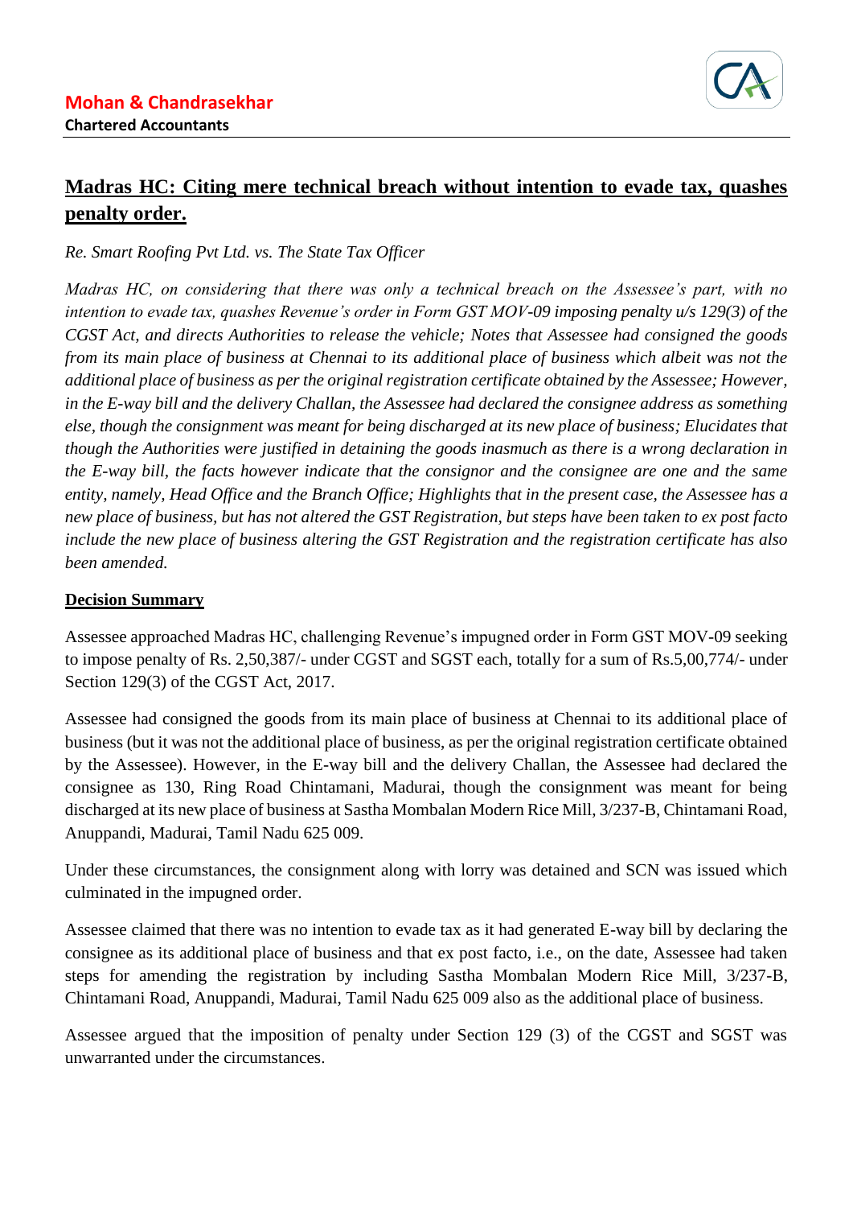**Mohan & Chandrasekhar**
**Chartered Accountants**

# Madras HC: Citing mere technical breach without intention to evade tax, quashes penalty order.

*Re. Smart Roofing Pvt Ltd. vs. The State Tax Officer*

*Madras HC, on considering that there was only a technical breach on the Assessee's part, with no intention to evade tax, quashes Revenue's order in Form GST MOV-09 imposing penalty u/s 129(3) of the CGST Act, and directs Authorities to release the vehicle; Notes that Assessee had consigned the goods from its main place of business at Chennai to its additional place of business which albeit was not the additional place of business as per the original registration certificate obtained by the Assessee; However, in the E-way bill and the delivery Challan, the Assessee had declared the consignee address as something else, though the consignment was meant for being discharged at its new place of business; Elucidates that though the Authorities were justified in detaining the goods inasmuch as there is a wrong declaration in the E-way bill, the facts however indicate that the consignor and the consignee are one and the same entity, namely, Head Office and the Branch Office; Highlights that in the present case, the Assessee has a new place of business, but has not altered the GST Registration, but steps have been taken to ex post facto include the new place of business altering the GST Registration and the registration certificate has also been amended.*

## Decision Summary

Assessee approached Madras HC, challenging Revenue's impugned order in Form GST MOV-09 seeking to impose penalty of Rs. 2,50,387/- under CGST and SGST each, totally for a sum of Rs.5,00,774/- under Section 129(3) of the CGST Act, 2017.

Assessee had consigned the goods from its main place of business at Chennai to its additional place of business (but it was not the additional place of business, as per the original registration certificate obtained by the Assessee). However, in the E-way bill and the delivery Challan, the Assessee had declared the consignee as 130, Ring Road Chintamani, Madurai, though the consignment was meant for being discharged at its new place of business at Sastha Mombalan Modern Rice Mill, 3/237-B, Chintamani Road, Anuppandi, Madurai, Tamil Nadu 625 009.

Under these circumstances, the consignment along with lorry was detained and SCN was issued which culminated in the impugned order.

Assessee claimed that there was no intention to evade tax as it had generated E-way bill by declaring the consignee as its additional place of business and that ex post facto, i.e., on the date, Assessee had taken steps for amending the registration by including Sastha Mombalan Modern Rice Mill, 3/237-B, Chintamani Road, Anuppandi, Madurai, Tamil Nadu 625 009 also as the additional place of business.

Assessee argued that the imposition of penalty under Section 129 (3) of the CGST and SGST was unwarranted under the circumstances.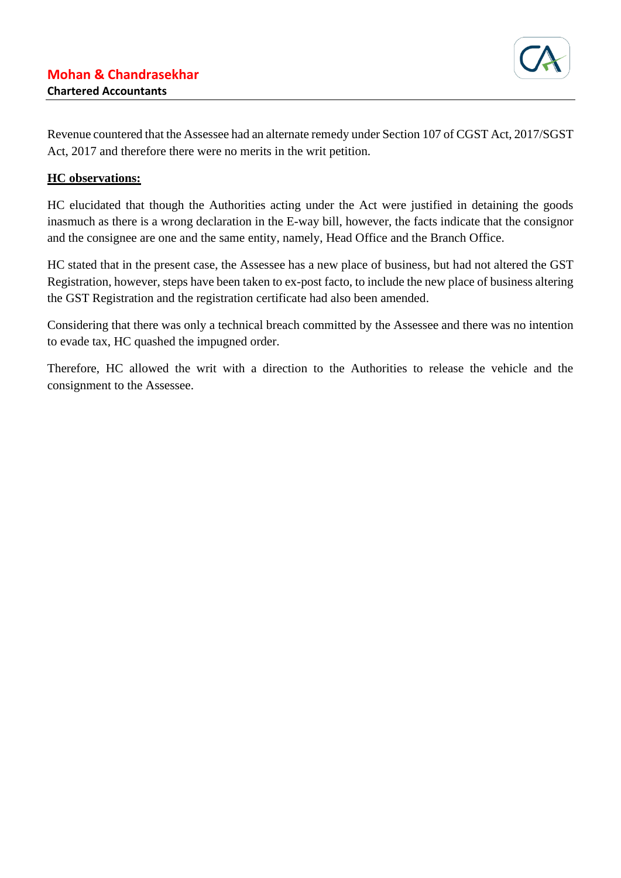Revenue countered that the Assessee had an alternate remedy under Section 107 of CGST Act, 2017/SGST Act, 2017 and therefore there were no merits in the writ petition.

**HC observations:**

HC elucidated that though the Authorities acting under the Act were justified in detaining the goods inasmuch as there is a wrong declaration in the E-way bill, however, the facts indicate that the consignor and the consignee are one and the same entity, namely, Head Office and the Branch Office.

HC stated that in the present case, the Assessee has a new place of business, but had not altered the GST Registration, however, steps have been taken to ex-post facto, to include the new place of business altering the GST Registration and the registration certificate had also been amended.

Considering that there was only a technical breach committed by the Assessee and there was no intention to evade tax, HC quashed the impugned order.

Therefore, HC allowed the writ with a direction to the Authorities to release the vehicle and the consignment to the Assessee.